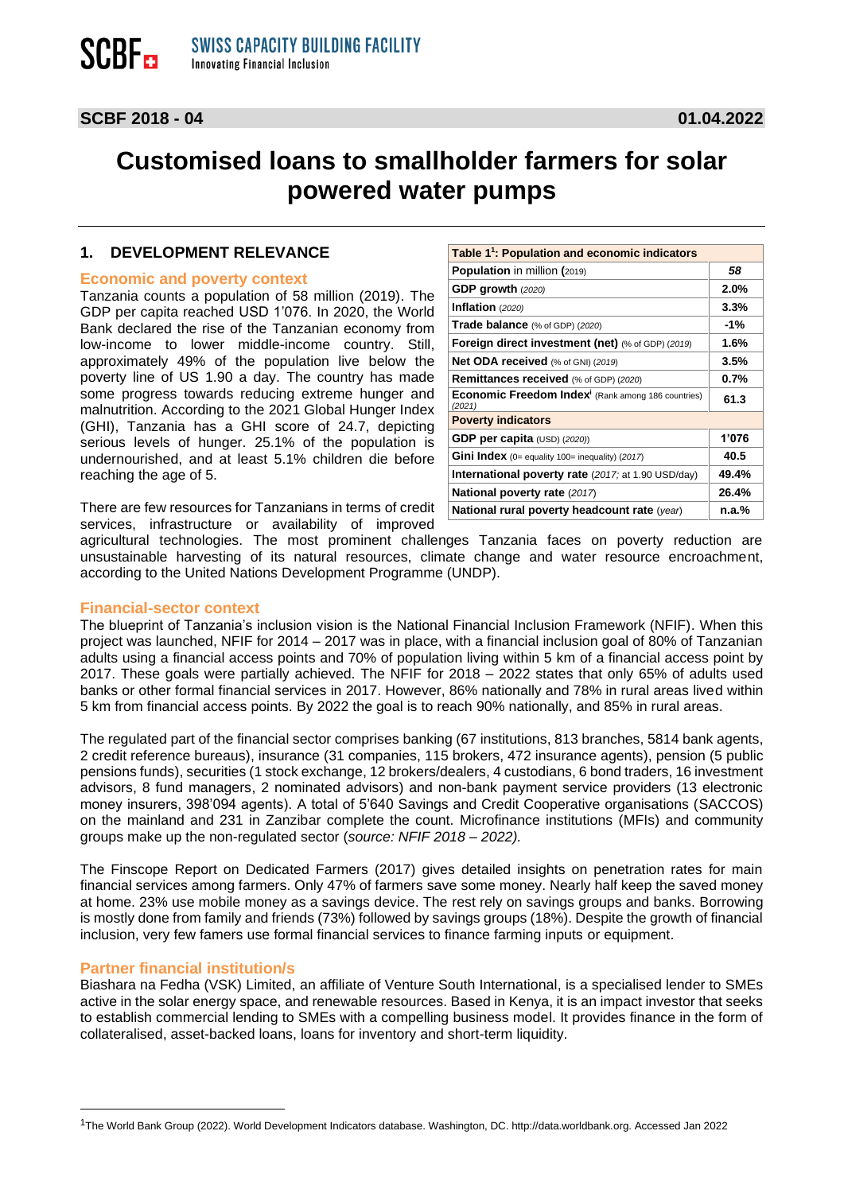SCBF SWISS CAPACITY BUILDING FACILITY
Innovating Financial Inclusion

**SCBF 2018 - 04** **01.04.2022**

# Customised loans to smallholder farmers for solar powered water pumps

## 1. DEVELOPMENT RELEVANCE

### Economic and poverty context

Tanzania counts a population of 58 million (2019). The GDP per capita reached USD 1'076. In 2020, the World Bank declared the rise of the Tanzanian economy from low-income to lower middle-income country. Still, approximately 49% of the population live below the poverty line of US 1.90 a day. The country has made some progress towards reducing extreme hunger and malnutrition. According to the 2021 Global Hunger Index (GHI), Tanzania has a GHI score of 24.7, depicting serious levels of hunger. 25.1% of the population is undernourished, and at least 5.1% children die before reaching the age of 5.

| Table 1[1]: Population and economic indicators | |
|---|---|
| **Population** in million (2019) | *58* |
| **GDP growth** (2020) | **2.0%** |
| **Inflation** (2020) | **3.3%** |
| **Trade balance** (% of GDP) (2020) | **-1%** |
| **Foreign direct investment (net)** (% of GDP) (2019) | **1.6%** |
| **Net ODA received** (% of GNI) (2019) | **3.5%** |
| **Remittances received** (% of GDP) (2020) | **0.7%** |
| **Economic Freedom Index**[i] (Rank among 186 countries) (2021) | **61.3** |
| **Poverty indicators** | |
| **GDP per capita** (USD) (2020)) | **1'076** |
| **Gini Index** (0= equality 100= inequality) (2017) | **40.5** |
| **International poverty rate** (2017; at 1.90 USD/day) | **49.4%** |
| **National poverty rate** (2017) | **26.4%** |
| **National rural poverty headcount rate** (year) | **n.a.%** |

There are few resources for Tanzanians in terms of credit services, infrastructure or availability of improved agricultural technologies. The most prominent challenges Tanzania faces on poverty reduction are unsustainable harvesting of its natural resources, climate change and water resource encroachment, according to the United Nations Development Programme (UNDP).

### Financial-sector context

The blueprint of Tanzania's inclusion vision is the National Financial Inclusion Framework (NFIF). When this project was launched, NFIF for 2014 – 2017 was in place, with a financial inclusion goal of 80% of Tanzanian adults using a financial access points and 70% of population living within 5 km of a financial access point by 2017. These goals were partially achieved. The NFIF for 2018 – 2022 states that only 65% of adults used banks or other formal financial services in 2017. However, 86% nationally and 78% in rural areas lived within 5 km from financial access points. By 2022 the goal is to reach 90% nationally, and 85% in rural areas.

The regulated part of the financial sector comprises banking (67 institutions, 813 branches, 5814 bank agents, 2 credit reference bureaus), insurance (31 companies, 115 brokers, 472 insurance agents), pension (5 public pensions funds), securities (1 stock exchange, 12 brokers/dealers, 4 custodians, 6 bond traders, 16 investment advisors, 8 fund managers, 2 nominated advisors) and non-bank payment service providers (13 electronic money insurers, 398'094 agents). A total of 5'640 Savings and Credit Cooperative organisations (SACCOS) on the mainland and 231 in Zanzibar complete the count. Microfinance institutions (MFIs) and community groups make up the non-regulated sector (*source: NFIF 2018 – 2022).*

The Finscope Report on Dedicated Farmers (2017) gives detailed insights on penetration rates for main financial services among farmers. Only 47% of farmers save some money. Nearly half keep the saved money at home. 23% use mobile money as a savings device. The rest rely on savings groups and banks. Borrowing is mostly done from family and friends (73%) followed by savings groups (18%). Despite the growth of financial inclusion, very few famers use formal financial services to finance farming inputs or equipment.

### Partner financial institution/s

Biashara na Fedha (VSK) Limited, an affiliate of Venture South International, is a specialised lender to SMEs active in the solar energy space, and renewable resources. Based in Kenya, it is an impact investor that seeks to establish commercial lending to SMEs with a compelling business model. It provides finance in the form of collateralised, asset-backed loans, loans for inventory and short-term liquidity.

---

[1] The World Bank Group (2022). World Development Indicators database. Washington, DC. http://data.worldbank.org. Accessed Jan 2022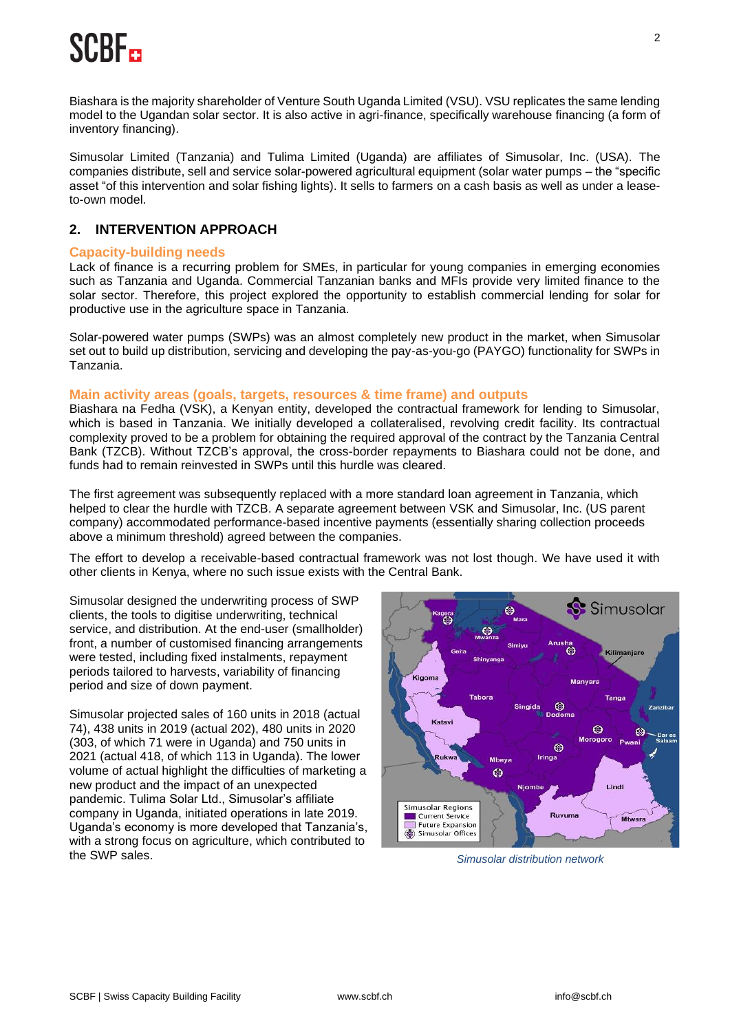Biashara is the majority shareholder of Venture South Uganda Limited (VSU). VSU replicates the same lending model to the Ugandan solar sector. It is also active in agri-finance, specifically warehouse financing (a form of inventory financing).

Simusolar Limited (Tanzania) and Tulima Limited (Uganda) are affiliates of Simusolar, Inc. (USA). The companies distribute, sell and service solar-powered agricultural equipment (solar water pumps – the "specific asset "of this intervention and solar fishing lights). It sells to farmers on a cash basis as well as under a lease-to-own model.

## 2. INTERVENTION APPROACH

### Capacity-building needs

Lack of finance is a recurring problem for SMEs, in particular for young companies in emerging economies such as Tanzania and Uganda. Commercial Tanzanian banks and MFIs provide very limited finance to the solar sector. Therefore, this project explored the opportunity to establish commercial lending for solar for productive use in the agriculture space in Tanzania.

Solar-powered water pumps (SWPs) was an almost completely new product in the market, when Simusolar set out to build up distribution, servicing and developing the pay-as-you-go (PAYGO) functionality for SWPs in Tanzania.

### Main activity areas (goals, targets, resources & time frame) and outputs

Biashara na Fedha (VSK), a Kenyan entity, developed the contractual framework for lending to Simusolar, which is based in Tanzania. We initially developed a collateralised, revolving credit facility. Its contractual complexity proved to be a problem for obtaining the required approval of the contract by the Tanzania Central Bank (TZCB). Without TZCB's approval, the cross-border repayments to Biashara could not be done, and funds had to remain reinvested in SWPs until this hurdle was cleared.

The first agreement was subsequently replaced with a more standard loan agreement in Tanzania, which helped to clear the hurdle with TZCB. A separate agreement between VSK and Simusolar, Inc. (US parent company) accommodated performance-based incentive payments (essentially sharing collection proceeds above a minimum threshold) agreed between the companies.

The effort to develop a receivable-based contractual framework was not lost though. We have used it with other clients in Kenya, where no such issue exists with the Central Bank.

Simusolar designed the underwriting process of SWP clients, the tools to digitise underwriting, technical service, and distribution. At the end-user (smallholder) front, a number of customised financing arrangements were tested, including fixed instalments, repayment periods tailored to harvests, variability of financing period and size of down payment.

Simusolar projected sales of 160 units in 2018 (actual 74), 438 units in 2019 (actual 202), 480 units in 2020 (303, of which 71 were in Uganda) and 750 units in 2021 (actual 418, of which 113 in Uganda). The lower volume of actual highlight the difficulties of marketing a new product and the impact of an unexpected pandemic. Tulima Solar Ltd., Simusolar's affiliate company in Uganda, initiated operations in late 2019. Uganda's economy is more developed that Tanzania's, with a strong focus on agriculture, which contributed to the SWP sales.

*Simusolar distribution network*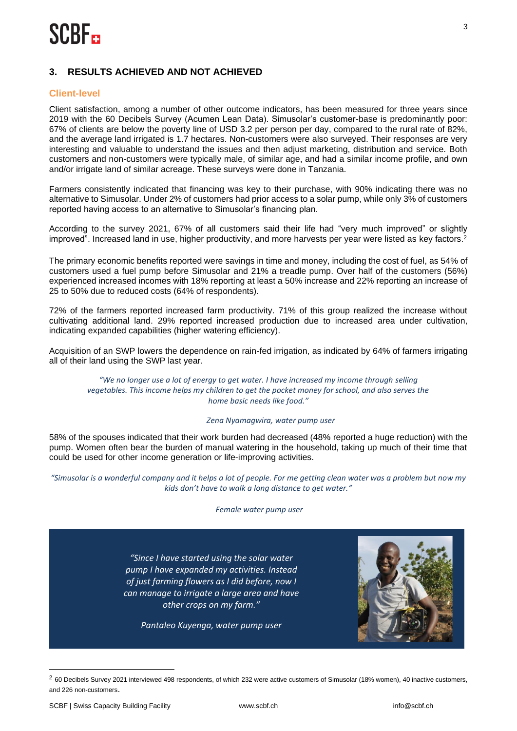## 3. RESULTS ACHIEVED AND NOT ACHIEVED

### Client-level

Client satisfaction, among a number of other outcome indicators, has been measured for three years since 2019 with the 60 Decibels Survey (Acumen Lean Data). Simusolar's customer-base is predominantly poor: 67% of clients are below the poverty line of USD 3.2 per person per day, compared to the rural rate of 82%, and the average land irrigated is 1.7 hectares. Non-customers were also surveyed. Their responses are very interesting and valuable to understand the issues and then adjust marketing, distribution and service. Both customers and non-customers were typically male, of similar age, and had a similar income profile, and own and/or irrigate land of similar acreage. These surveys were done in Tanzania.

Farmers consistently indicated that financing was key to their purchase, with 90% indicating there was no alternative to Simusolar. Under 2% of customers had prior access to a solar pump, while only 3% of customers reported having access to an alternative to Simusolar's financing plan.

According to the survey 2021, 67% of all customers said their life had "very much improved" or slightly improved". Increased land in use, higher productivity, and more harvests per year were listed as key factors.[2]

The primary economic benefits reported were savings in time and money, including the cost of fuel, as 54% of customers used a fuel pump before Simusolar and 21% a treadle pump. Over half of the customers (56%) experienced increased incomes with 18% reporting at least a 50% increase and 22% reporting an increase of 25 to 50% due to reduced costs (64% of respondents).

72% of the farmers reported increased farm productivity. 71% of this group realized the increase without cultivating additional land. 29% reported increased production due to increased area under cultivation, indicating expanded capabilities (higher watering efficiency).

Acquisition of an SWP lowers the dependence on rain-fed irrigation, as indicated by 64% of farmers irrigating all of their land using the SWP last year.

> *"We no longer use a lot of energy to get water. I have increased my income through selling vegetables. This income helps my children to get the pocket money for school, and also serves the home basic needs like food."*
>
> *Zena Nyamagwira, water pump user*

58% of the spouses indicated that their work burden had decreased (48% reported a huge reduction) with the pump. Women often bear the burden of manual watering in the household, taking up much of their time that could be used for other income generation or life-improving activities.

> *"Simusolar is a wonderful company and it helps a lot of people. For me getting clean water was a problem but now my kids don't have to walk a long distance to get water."*
>
> *Female water pump user*

> *"Since I have started using the solar water pump I have expanded my activities. Instead of just farming flowers as I did before, now I can manage to irrigate a large area and have other crops on my farm."*
>
> *Pantaleo Kuyenga, water pump user*

---

[2] 60 Decibels Survey 2021 interviewed 498 respondents, of which 232 were active customers of Simusolar (18% women), 40 inactive customers, and 226 non-customers.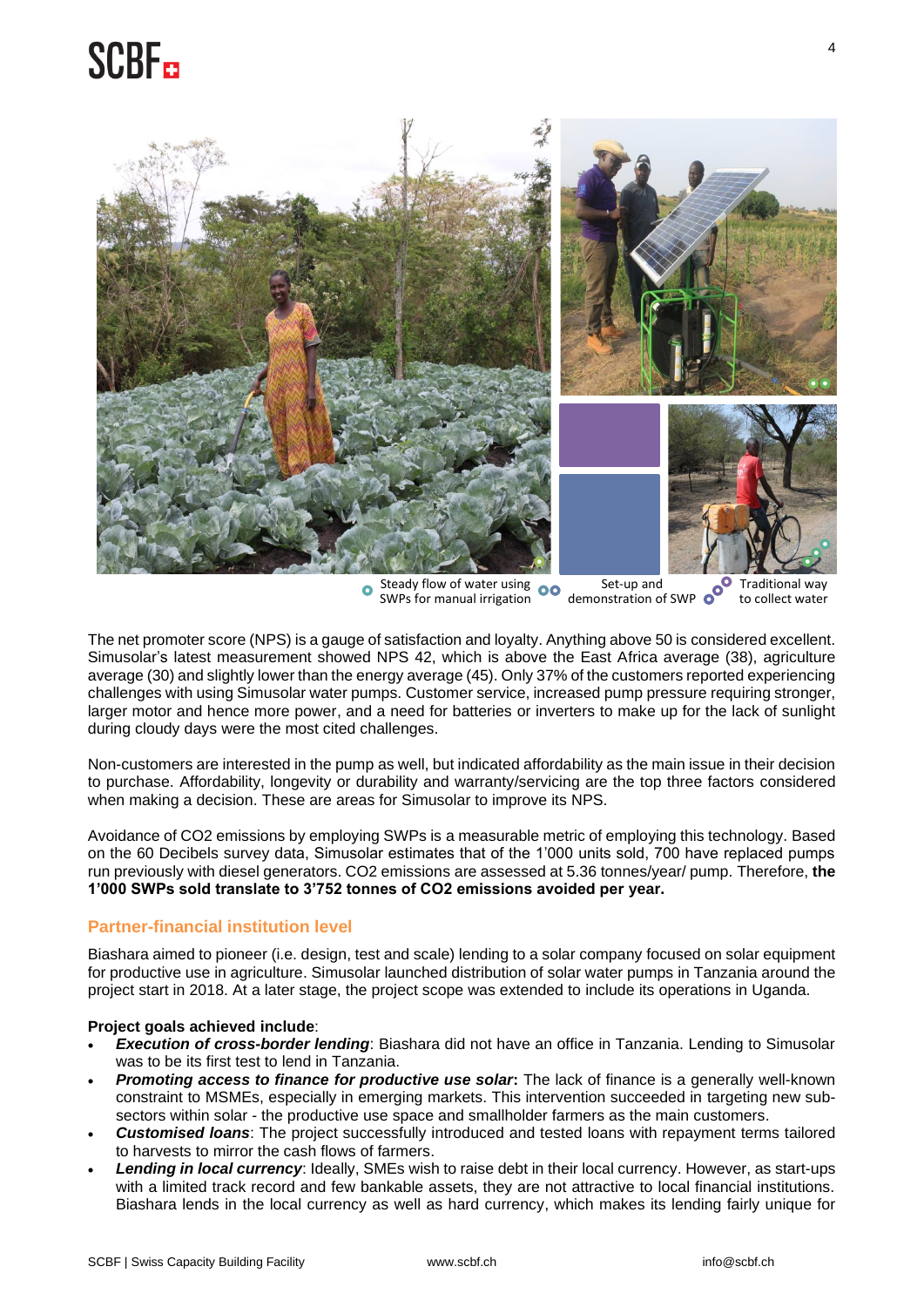Steady flow of water using SWPs for manual irrigation

Set-up and demonstration of SWP

Traditional way to collect water

The net promoter score (NPS) is a gauge of satisfaction and loyalty. Anything above 50 is considered excellent. Simusolar's latest measurement showed NPS 42, which is above the East Africa average (38), agriculture average (30) and slightly lower than the energy average (45). Only 37% of the customers reported experiencing challenges with using Simusolar water pumps. Customer service, increased pump pressure requiring stronger, larger motor and hence more power, and a need for batteries or inverters to make up for the lack of sunlight during cloudy days were the most cited challenges.

Non-customers are interested in the pump as well, but indicated affordability as the main issue in their decision to purchase. Affordability, longevity or durability and warranty/servicing are the top three factors considered when making a decision. These are areas for Simusolar to improve its NPS.

Avoidance of $CO_2$ emissions by employing SWPs is a measurable metric of employing this technology. Based on the 60 Decibels survey data, Simusolar estimates that of the 1'000 units sold, 700 have replaced pumps run previously with diesel generators. $CO_2$ emissions are assessed at 5.36 tonnes/year/ pump. Therefore, **the 1'000 SWPs sold translate to 3'752 tonnes of $CO_2$ emissions avoided per year.**

### Partner-financial institution level

Biashara aimed to pioneer (i.e. design, test and scale) lending to a solar company focused on solar equipment for productive use in agriculture. Simusolar launched distribution of solar water pumps in Tanzania around the project start in 2018. At a later stage, the project scope was extended to include its operations in Uganda.

**Project goals achieved include**:

- ***Execution of cross-border lending***: Biashara did not have an office in Tanzania. Lending to Simusolar was to be its first test to lend in Tanzania.
- ***Promoting access to finance for productive use solar*:** The lack of finance is a generally well-known constraint to MSMEs, especially in emerging markets. This intervention succeeded in targeting new sub-sectors within solar - the productive use space and smallholder farmers as the main customers.
- ***Customised loans***: The project successfully introduced and tested loans with repayment terms tailored to harvests to mirror the cash flows of farmers.
- ***Lending in local currency***: Ideally, SMEs wish to raise debt in their local currency. However, as start-ups with a limited track record and few bankable assets, they are not attractive to local financial institutions. Biashara lends in the local currency as well as hard currency, which makes its lending fairly unique for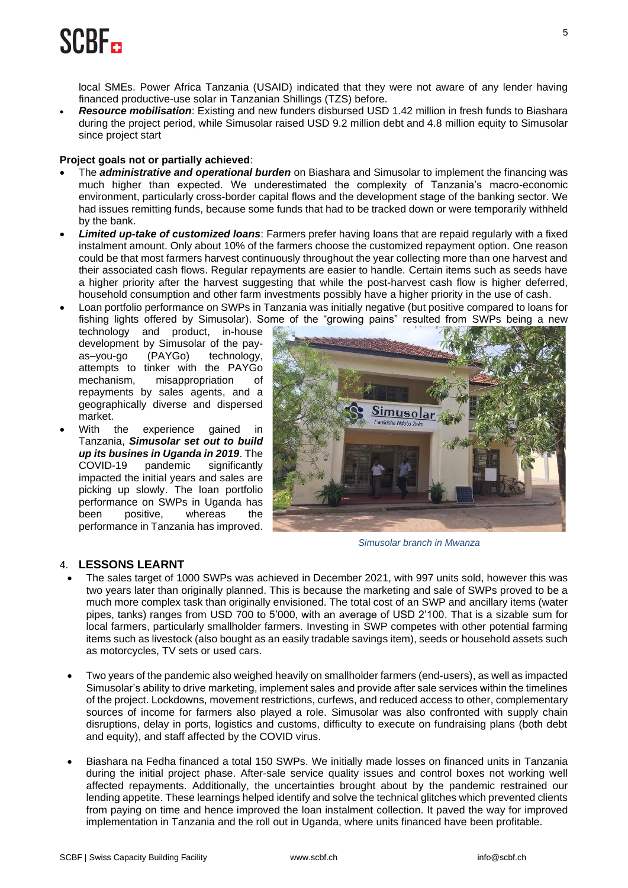local SMEs. Power Africa Tanzania (USAID) indicated that they were not aware of any lender having financed productive-use solar in Tanzanian Shillings (TZS) before.

- ***Resource mobilisation***: Existing and new funders disbursed USD 1.42 million in fresh funds to Biashara during the project period, while Simusolar raised USD 9.2 million debt and 4.8 million equity to Simusolar since project start

**Project goals not or partially achieved**:

- The ***administrative and operational burden*** on Biashara and Simusolar to implement the financing was much higher than expected. We underestimated the complexity of Tanzania's macro-economic environment, particularly cross-border capital flows and the development stage of the banking sector. We had issues remitting funds, because some funds that had to be tracked down or were temporarily withheld by the bank.
- ***Limited up-take of customized loans***: Farmers prefer having loans that are repaid regularly with a fixed instalment amount. Only about 10% of the farmers choose the customized repayment option. One reason could be that most farmers harvest continuously throughout the year collecting more than one harvest and their associated cash flows. Regular repayments are easier to handle. Certain items such as seeds have a higher priority after the harvest suggesting that while the post-harvest cash flow is higher deferred, household consumption and other farm investments possibly have a higher priority in the use of cash.
- Loan portfolio performance on SWPs in Tanzania was initially negative (but positive compared to loans for fishing lights offered by Simusolar). Some of the "growing pains" resulted from SWPs being a new technology and product, in-house development by Simusolar of the pay-as–you-go (PAYGo) technology, attempts to tinker with the PAYGo mechanism, misappropriation of repayments by sales agents, and a geographically diverse and dispersed market.
- With the experience gained in Tanzania, ***Simusolar set out to build up its busines in Uganda in 2019***. The COVID-19 pandemic significantly impacted the initial years and sales are picking up slowly. The loan portfolio performance on SWPs in Uganda has been positive, whereas the performance in Tanzania has improved.

*Simusolar branch in Mwanza*

## 4. LESSONS LEARNT

- The sales target of 1000 SWPs was achieved in December 2021, with 997 units sold, however this was two years later than originally planned. This is because the marketing and sale of SWPs proved to be a much more complex task than originally envisioned. The total cost of an SWP and ancillary items (water pipes, tanks) ranges from USD 700 to 5'000, with an average of USD 2'100. That is a sizable sum for local farmers, particularly smallholder farmers. Investing in SWP competes with other potential farming items such as livestock (also bought as an easily tradable savings item), seeds or household assets such as motorcycles, TV sets or used cars.
- Two years of the pandemic also weighed heavily on smallholder farmers (end-users), as well as impacted Simusolar's ability to drive marketing, implement sales and provide after sale services within the timelines of the project. Lockdowns, movement restrictions, curfews, and reduced access to other, complementary sources of income for farmers also played a role. Simusolar was also confronted with supply chain disruptions, delay in ports, logistics and customs, difficulty to execute on fundraising plans (both debt and equity), and staff affected by the COVID virus.
- Biashara na Fedha financed a total 150 SWPs. We initially made losses on financed units in Tanzania during the initial project phase. After-sale service quality issues and control boxes not working well affected repayments. Additionally, the uncertainties brought about by the pandemic restrained our lending appetite. These learnings helped identify and solve the technical glitches which prevented clients from paying on time and hence improved the loan instalment collection. It paved the way for improved implementation in Tanzania and the roll out in Uganda, where units financed have been profitable.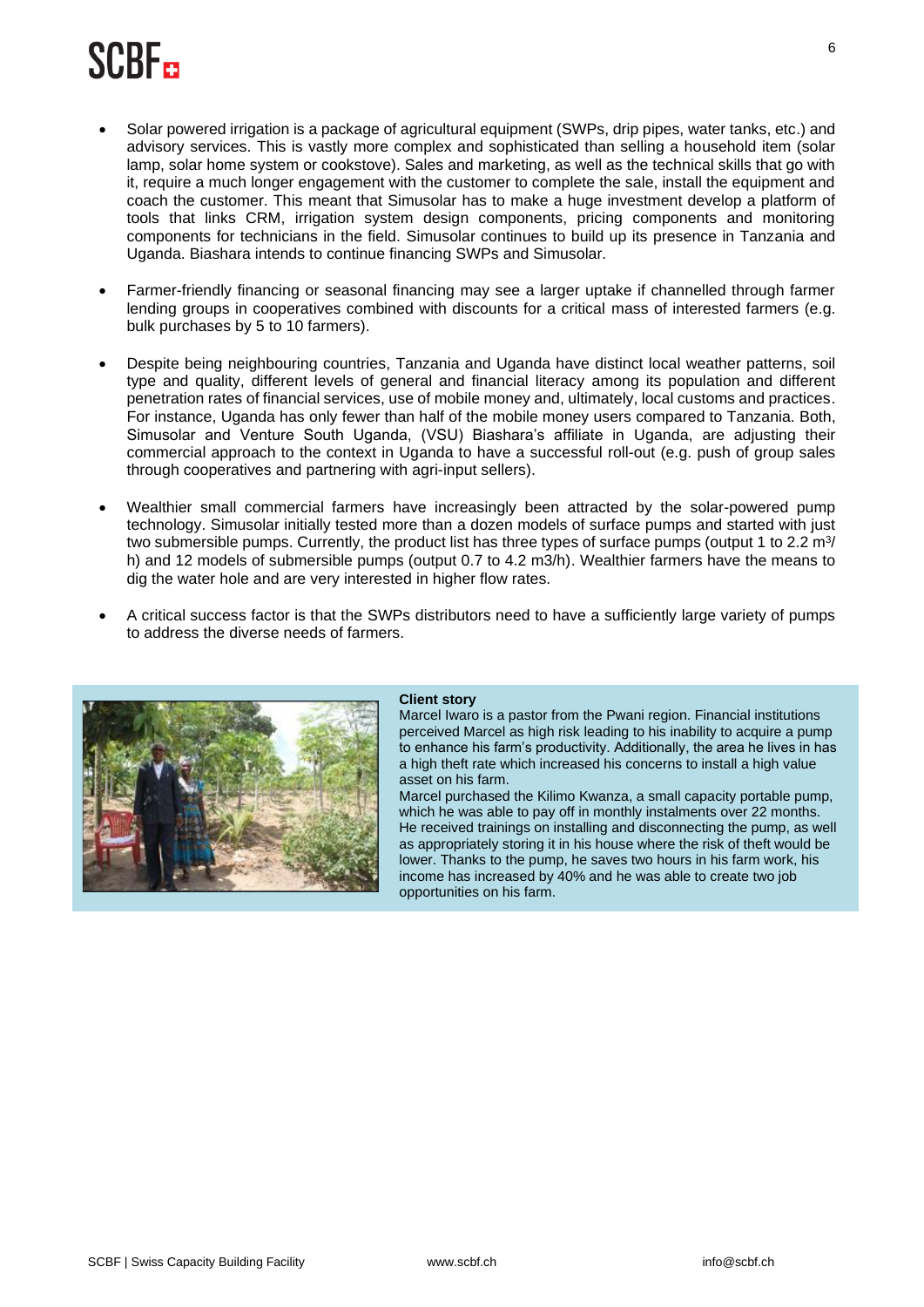- Solar powered irrigation is a package of agricultural equipment (SWPs, drip pipes, water tanks, etc.) and advisory services. This is vastly more complex and sophisticated than selling a household item (solar lamp, solar home system or cookstove). Sales and marketing, as well as the technical skills that go with it, require a much longer engagement with the customer to complete the sale, install the equipment and coach the customer. This meant that Simusolar has to make a huge investment develop a platform of tools that links CRM, irrigation system design components, pricing components and monitoring components for technicians in the field. Simusolar continues to build up its presence in Tanzania and Uganda. Biashara intends to continue financing SWPs and Simusolar.

- Farmer-friendly financing or seasonal financing may see a larger uptake if channelled through farmer lending groups in cooperatives combined with discounts for a critical mass of interested farmers (e.g. bulk purchases by 5 to 10 farmers).

- Despite being neighbouring countries, Tanzania and Uganda have distinct local weather patterns, soil type and quality, different levels of general and financial literacy among its population and different penetration rates of financial services, use of mobile money and, ultimately, local customs and practices. For instance, Uganda has only fewer than half of the mobile money users compared to Tanzania. Both, Simusolar and Venture South Uganda, (VSU) Biashara's affiliate in Uganda, are adjusting their commercial approach to the context in Uganda to have a successful roll-out (e.g. push of group sales through cooperatives and partnering with agri-input sellers).

- Wealthier small commercial farmers have increasingly been attracted by the solar-powered pump technology. Simusolar initially tested more than a dozen models of surface pumps and started with just two submersible pumps. Currently, the product list has three types of surface pumps (output 1 to 2.2 $m^3$/ h) and 12 models of submersible pumps (output 0.7 to 4.2 m3/h). Wealthier farmers have the means to dig the water hole and are very interested in higher flow rates.

- A critical success factor is that the SWPs distributors need to have a sufficiently large variety of pumps to address the diverse needs of farmers.

**Client story**

Marcel Iwaro is a pastor from the Pwani region. Financial institutions perceived Marcel as high risk leading to his inability to acquire a pump to enhance his farm's productivity. Additionally, the area he lives in has a high theft rate which increased his concerns to install a high value asset on his farm.

Marcel purchased the Kilimo Kwanza, a small capacity portable pump, which he was able to pay off in monthly instalments over 22 months. He received trainings on installing and disconnecting the pump, as well as appropriately storing it in his house where the risk of theft would be lower. Thanks to the pump, he saves two hours in his farm work, his income has increased by 40% and he was able to create two job opportunities on his farm.